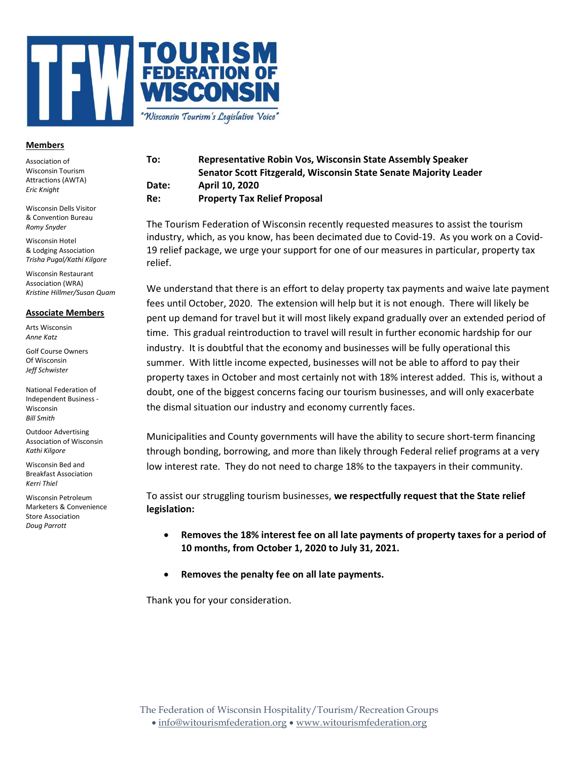# TOURISM FEDERATION OF WISCONSIN

*"Wisconsin Tourism's Legislative Voice"*

**Members**

Association of Wisconsin Tourism Attractions (AWTA)
*Eric Knight*

Wisconsin Dells Visitor & Convention Bureau
*Romy Snyder*

Wisconsin Hotel & Lodging Association
*Trisha Pugal/Kathi Kilgore*

Wisconsin Restaurant Association (WRA)
*Kristine Hillmer/Susan Quam*

**Associate Members**

Arts Wisconsin
*Anne Katz*

Golf Course Owners Of Wisconsin
*Jeff Schwister*

National Federation of Independent Business - Wisconsin
*Bill Smith*

Outdoor Advertising Association of Wisconsin
*Kathi Kilgore*

Wisconsin Bed and Breakfast Association
*Kerri Thiel*

Wisconsin Petroleum Marketers & Convenience Store Association
*Doug Parrott*

**To:** **Representative Robin Vos, Wisconsin State Assembly Speaker**
**Senator Scott Fitzgerald, Wisconsin State Senate Majority Leader**
**Date:** **April 10, 2020**
**Re:** **Property Tax Relief Proposal**

The Tourism Federation of Wisconsin recently requested measures to assist the tourism industry, which, as you know, has been decimated due to Covid-19. As you work on a Covid-19 relief package, we urge your support for one of our measures in particular, property tax relief.

We understand that there is an effort to delay property tax payments and waive late payment fees until October, 2020. The extension will help but it is not enough. There will likely be pent up demand for travel but it will most likely expand gradually over an extended period of time. This gradual reintroduction to travel will result in further economic hardship for our industry. It is doubtful that the economy and businesses will be fully operational this summer. With little income expected, businesses will not be able to afford to pay their property taxes in October and most certainly not with 18% interest added. This is, without a doubt, one of the biggest concerns facing our tourism businesses, and will only exacerbate the dismal situation our industry and economy currently faces.

Municipalities and County governments will have the ability to secure short-term financing through bonding, borrowing, and more than likely through Federal relief programs at a very low interest rate. They do not need to charge 18% to the taxpayers in their community.

To assist our struggling tourism businesses, **we respectfully request that the State relief legislation:**

- **Removes the 18% interest fee on all late payments of property taxes for a period of 10 months, from October 1, 2020 to July 31, 2021.**
- **Removes the penalty fee on all late payments.**

Thank you for your consideration.

The Federation of Wisconsin Hospitality/Tourism/Recreation Groups
• info@witourismfederation.org • www.witourismfederation.org